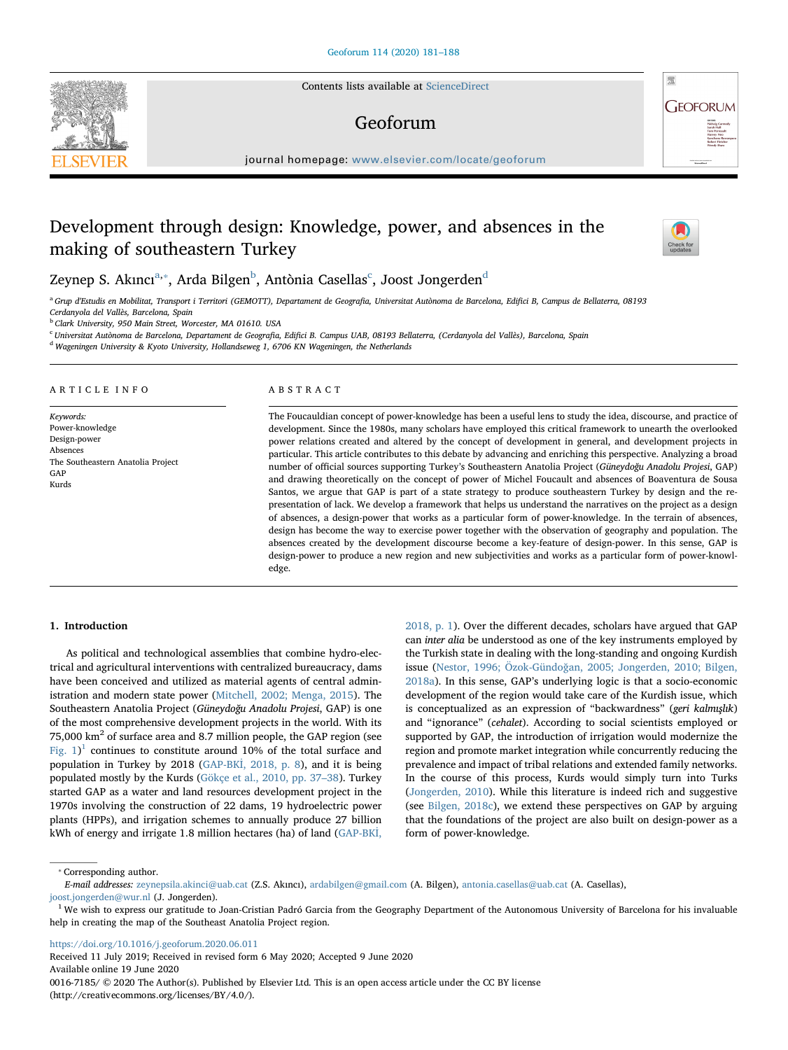# Development through design: Knowledge, power, and absences in the making of southeastern Turkey

Zeynep S. Akıncı[a,*], Arda Bilgen[b], Antònia Casellas[c], Joost Jongerden[d]

[a] Grup d'Estudis en Mobilitat, Transport i Territori (GEMOTT), Departament de Geografia, Universitat Autònoma de Barcelona, Edifici B, Campus de Bellaterra, 08193 Cerdanyola del Vallès, Barcelona, Spain

[b] Clark University, 950 Main Street, Worcester, MA 01610. USA

[c] Universitat Autònoma de Barcelona, Departament de Geografia, Edifici B. Campus UAB, 08193 Bellaterra, (Cerdanyola del Vallès), Barcelona, Spain

[d] Wageningen University & Kyoto University, Hollandseweg 1, 6706 KN Wageningen, the Netherlands

## ARTICLE INFO

*Keywords:*
Power-knowledge
Design-power
Absences
The Southeastern Anatolia Project
GAP
Kurds

## ABSTRACT

The Foucauldian concept of power-knowledge has been a useful lens to study the idea, discourse, and practice of development. Since the 1980s, many scholars have employed this critical framework to unearth the overlooked power relations created and altered by the concept of development in general, and development projects in particular. This article contributes to this debate by advancing and enriching this perspective. Analyzing a broad number of official sources supporting Turkey's Southeastern Anatolia Project (*Güneydoğu Anadolu Projesi*, GAP) and drawing theoretically on the concept of power of Michel Foucault and absences of Boaventura de Sousa Santos, we argue that GAP is part of a state strategy to produce southeastern Turkey by design and the re-presentation of lack. We develop a framework that helps us understand the narratives on the project as a design of absences, a design-power that works as a particular form of power-knowledge. In the terrain of absences, design has become the way to exercise power together with the observation of geography and population. The absences created by the development discourse become a key-feature of design-power. In this sense, GAP is design-power to produce a new region and new subjectivities and works as a particular form of power-knowledge.

## 1. Introduction

As political and technological assemblies that combine hydro-electrical and agricultural interventions with centralized bureaucracy, dams have been conceived and utilized as material agents of central administration and modern state power (Mitchell, 2002; Menga, 2015). The Southeastern Anatolia Project (*Güneydoğu Anadolu Projesi*, GAP) is one of the most comprehensive development projects in the world. With its 75,000 km$^2$ of surface area and 8.7 million people, the GAP region (see Fig. 1)[1] continues to constitute around 10% of the total surface and population in Turkey by 2018 (GAP-BKİ, 2018, p. 8), and it is being populated mostly by the Kurds (Gökçe et al., 2010, pp. 37–38). Turkey started GAP as a water and land resources development project in the 1970s involving the construction of 22 dams, 19 hydroelectric power plants (HPPs), and irrigation schemes to annually produce 27 billion kWh of energy and irrigate 1.8 million hectares (ha) of land (GAP-BKİ, 2018, p. 1). Over the different decades, scholars have argued that GAP can *inter alia* be understood as one of the key instruments employed by the Turkish state in dealing with the long-standing and ongoing Kurdish issue (Nestor, 1996; Özok-Gündoğan, 2005; Jongerden, 2010; Bilgen, 2018a). In this sense, GAP's underlying logic is that a socio-economic development of the region would take care of the Kurdish issue, which is conceptualized as an expression of "backwardness" (*geri kalmışlık*) and "ignorance" (*cehalet*). According to social scientists employed or supported by GAP, the introduction of irrigation would modernize the region and promote market integration while concurrently reducing the prevalence and impact of tribal relations and extended family networks. In the course of this process, Kurds would simply turn into Turks (Jongerden, 2010). While this literature is indeed rich and suggestive (see Bilgen, 2018c), we extend these perspectives on GAP by arguing that the foundations of the project are also built on design-power as a form of power-knowledge.

---

\* Corresponding author.

*E-mail addresses:* zeynepsila.akinci@uab.cat (Z.S. Akıncı), ardabilgen@gmail.com (A. Bilgen), antonia.casellas@uab.cat (A. Casellas), joost.jongerden@wur.nl (J. Jongerden).

[1] We wish to express our gratitude to Joan-Cristian Padró Garcia from the Geography Department of the Autonomous University of Barcelona for his invaluable help in creating the map of the Southeast Anatolia Project region.

https://doi.org/10.1016/j.geoforum.2020.06.011

Received 11 July 2019; Received in revised form 6 May 2020; Accepted 9 June 2020

Available online 19 June 2020

0016-7185/ © 2020 The Author(s). Published by Elsevier Ltd. This is an open access article under the CC BY license (http://creativecommons.org/licenses/BY/4.0/).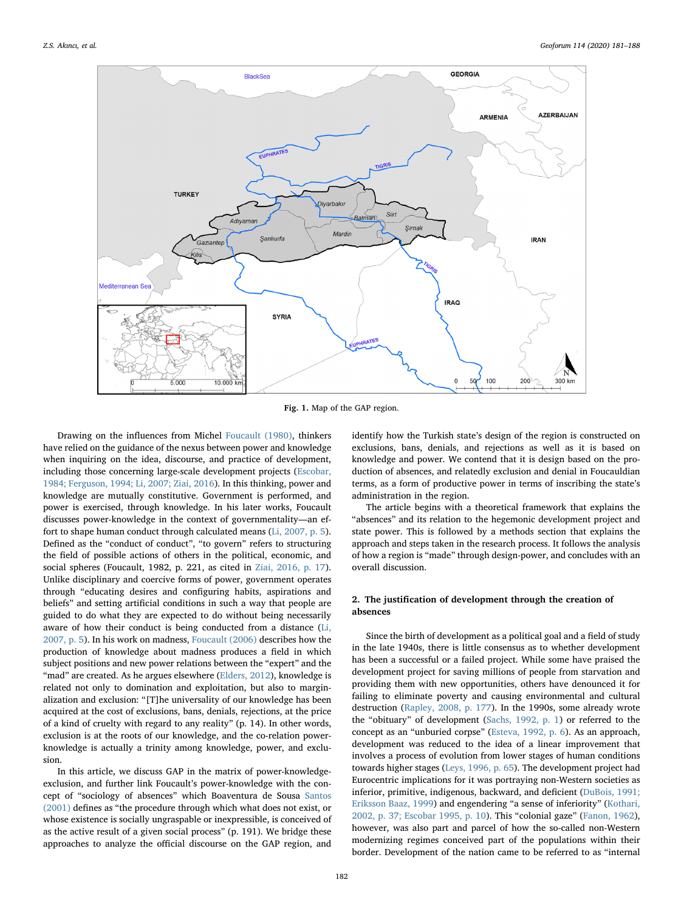Fig. 1. Map of the GAP region.

Drawing on the influences from Michel Foucault (1980), thinkers have relied on the guidance of the nexus between power and knowledge when inquiring on the idea, discourse, and practice of development, including those concerning large-scale development projects (Escobar, 1984; Ferguson, 1994; Li, 2007; Ziai, 2016). In this thinking, power and knowledge are mutually constitutive. Government is performed, and power is exercised, through knowledge. In his later works, Foucault discusses power-knowledge in the context of governmentality—an effort to shape human conduct through calculated means (Li, 2007, p. 5). Defined as the "conduct of conduct", "to govern" refers to structuring the field of possible actions of others in the political, economic, and social spheres (Foucault, 1982, p. 221, as cited in Ziai, 2016, p. 17). Unlike disciplinary and coercive forms of power, government operates through "educating desires and configuring habits, aspirations and beliefs" and setting artificial conditions in such a way that people are guided to do what they are expected to do without being necessarily aware of how their conduct is being conducted from a distance (Li, 2007, p. 5). In his work on madness, Foucault (2006) describes how the production of knowledge about madness produces a field in which subject positions and new power relations between the "expert" and the "mad" are created. As he argues elsewhere (Elders, 2012), knowledge is related not only to domination and exploitation, but also to marginalization and exclusion: "[T]he universality of our knowledge has been acquired at the cost of exclusions, bans, denials, rejections, at the price of a kind of cruelty with regard to any reality" (p. 14). In other words, exclusion is at the roots of our knowledge, and the co-relation power-knowledge is actually a trinity among knowledge, power, and exclusion.

In this article, we discuss GAP in the matrix of power-knowledge-exclusion, and further link Foucault's power-knowledge with the concept of "sociology of absences" which Boaventura de Sousa Santos (2001) defines as "the procedure through which what does not exist, or whose existence is socially ungraspable or inexpressible, is conceived of as the active result of a given social process" (p. 191). We bridge these approaches to analyze the official discourse on the GAP region, and identify how the Turkish state's design of the region is constructed on exclusions, bans, denials, and rejections as well as it is based on knowledge and power. We contend that it is design based on the production of absences, and relatedly exclusion and denial in Foucauldian terms, as a form of productive power in terms of inscribing the state's administration in the region.

The article begins with a theoretical framework that explains the "absences" and its relation to the hegemonic development project and state power. This is followed by a methods section that explains the approach and steps taken in the research process. It follows the analysis of how a region is "made" through design-power, and concludes with an overall discussion.

## 2. The justification of development through the creation of absences

Since the birth of development as a political goal and a field of study in the late 1940s, there is little consensus as to whether development has been a successful or a failed project. While some have praised the development project for saving millions of people from starvation and providing them with new opportunities, others have denounced it for failing to eliminate poverty and causing environmental and cultural destruction (Rapley, 2008, p. 177). In the 1990s, some already wrote the "obituary" of development (Sachs, 1992, p. 1) or referred to the concept as an "unburied corpse" (Esteva, 1992, p. 6). As an approach, development was reduced to the idea of a linear improvement that involves a process of evolution from lower stages of human conditions towards higher stages (Leys, 1996, p. 65). The development project had Eurocentric implications for it was portraying non-Western societies as inferior, primitive, indigenous, backward, and deficient (DuBois, 1991; Eriksson Baaz, 1999) and engendering "a sense of inferiority" (Kothari, 2002, p. 37; Escobar 1995, p. 10). This "colonial gaze" (Fanon, 1962), however, was also part and parcel of how the so-called non-Western modernizing regimes conceived part of the populations within their border. Development of the nation came to be referred to as "internal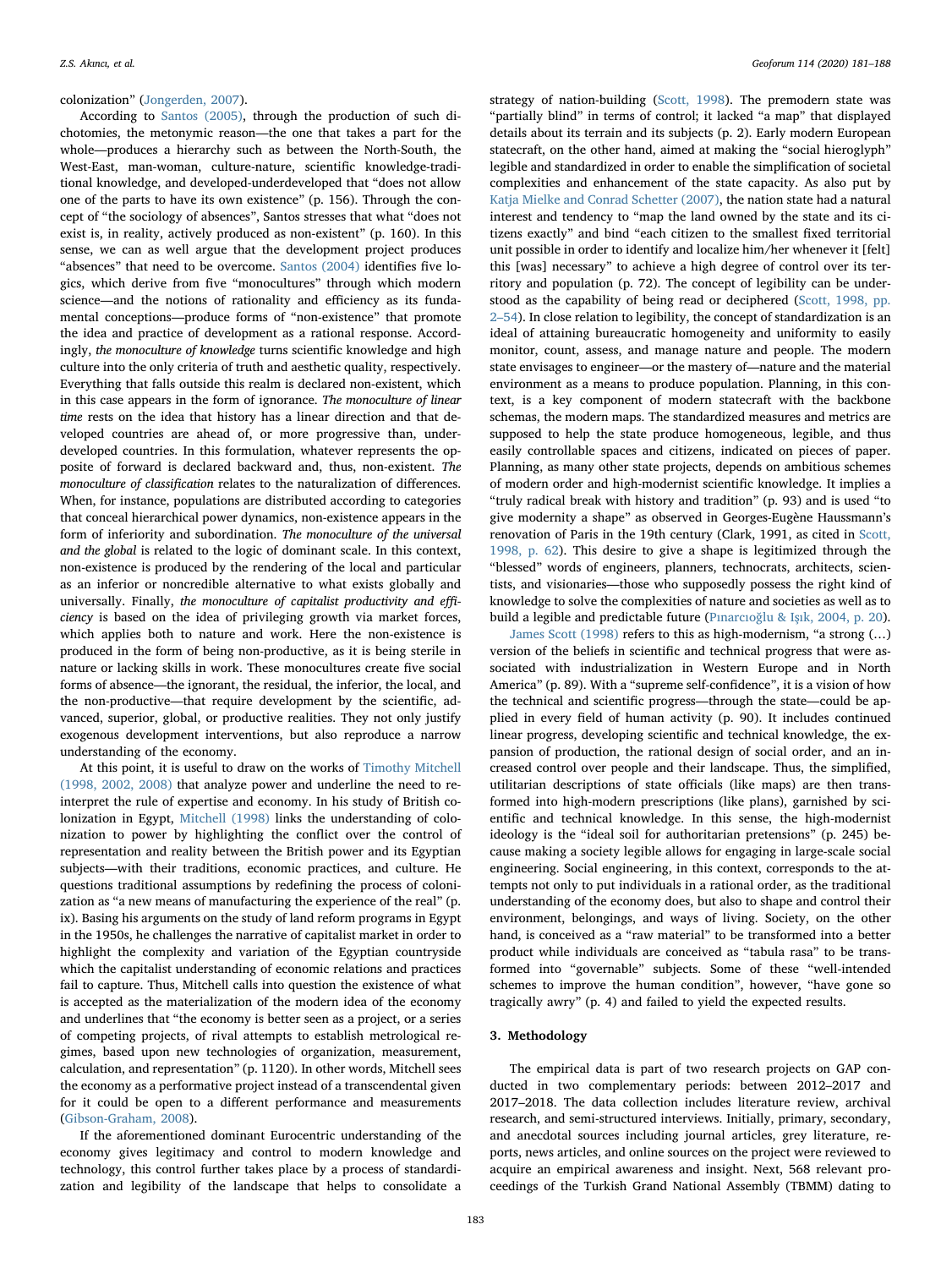colonization" (Jongerden, 2007).

According to Santos (2005), through the production of such dichotomies, the metonymic reason—the one that takes a part for the whole—produces a hierarchy such as between the North-South, the West-East, man-woman, culture-nature, scientific knowledge-traditional knowledge, and developed-underdeveloped that "does not allow one of the parts to have its own existence" (p. 156). Through the concept of "the sociology of absences", Santos stresses that what "does not exist is, in reality, actively produced as non-existent" (p. 160). In this sense, we can as well argue that the development project produces "absences" that need to be overcome. Santos (2004) identifies five logics, which derive from five "monocultures" through which modern science—and the notions of rationality and efficiency as its fundamental conceptions—produce forms of "non-existence" that promote the idea and practice of development as a rational response. Accordingly, *the monoculture of knowledge* turns scientific knowledge and high culture into the only criteria of truth and aesthetic quality, respectively. Everything that falls outside this realm is declared non-existent, which in this case appears in the form of ignorance. *The monoculture of linear time* rests on the idea that history has a linear direction and that developed countries are ahead of, or more progressive than, underdeveloped countries. In this formulation, whatever represents the opposite of forward is declared backward and, thus, non-existent. *The monoculture of classification* relates to the naturalization of differences. When, for instance, populations are distributed according to categories that conceal hierarchical power dynamics, non-existence appears in the form of inferiority and subordination. *The monoculture of the universal and the global* is related to the logic of dominant scale. In this context, non-existence is produced by the rendering of the local and particular as an inferior or noncredible alternative to what exists globally and universally. Finally, *the monoculture of capitalist productivity and efficiency* is based on the idea of privileging growth via market forces, which applies both to nature and work. Here the non-existence is produced in the form of being non-productive, as it is being sterile in nature or lacking skills in work. These monocultures create five social forms of absence—the ignorant, the residual, the inferior, the local, and the non-productive—that require development by the scientific, advanced, superior, global, or productive realities. They not only justify exogenous development interventions, but also reproduce a narrow understanding of the economy.

At this point, it is useful to draw on the works of Timothy Mitchell (1998, 2002, 2008) that analyze power and underline the need to reinterpret the rule of expertise and economy. In his study of British colonization in Egypt, Mitchell (1998) links the understanding of colonization to power by highlighting the conflict over the control of representation and reality between the British power and its Egyptian subjects—with their traditions, economic practices, and culture. He questions traditional assumptions by redefining the process of colonization as "a new means of manufacturing the experience of the real" (p. ix). Basing his arguments on the study of land reform programs in Egypt in the 1950s, he challenges the narrative of capitalist market in order to highlight the complexity and variation of the Egyptian countryside which the capitalist understanding of economic relations and practices fail to capture. Thus, Mitchell calls into question the existence of what is accepted as the materialization of the modern idea of the economy and underlines that "the economy is better seen as a project, or a series of competing projects, of rival attempts to establish metrological regimes, based upon new technologies of organization, measurement, calculation, and representation" (p. 1120). In other words, Mitchell sees the economy as a performative project instead of a transcendental given for it could be open to a different performance and measurements (Gibson-Graham, 2008).

If the aforementioned dominant Eurocentric understanding of the economy gives legitimacy and control to modern knowledge and technology, this control further takes place by a process of standardization and legibility of the landscape that helps to consolidate a strategy of nation-building (Scott, 1998). The premodern state was "partially blind" in terms of control; it lacked "a map" that displayed details about its terrain and its subjects (p. 2). Early modern European statecraft, on the other hand, aimed at making the "social hieroglyph" legible and standardized in order to enable the simplification of societal complexities and enhancement of the state capacity. As also put by Katja Mielke and Conrad Schetter (2007), the nation state had a natural interest and tendency to "map the land owned by the state and its citizens exactly" and bind "each citizen to the smallest fixed territorial unit possible in order to identify and localize him/her whenever it [felt] this [was] necessary" to achieve a high degree of control over its territory and population (p. 72). The concept of legibility can be understood as the capability of being read or deciphered (Scott, 1998, pp. 2–54). In close relation to legibility, the concept of standardization is an ideal of attaining bureaucratic homogeneity and uniformity to easily monitor, count, assess, and manage nature and people. The modern state envisages to engineer—or the mastery of—nature and the material environment as a means to produce population. Planning, in this context, is a key component of modern statecraft with the backbone schemas, the modern maps. The standardized measures and metrics are supposed to help the state produce homogeneous, legible, and thus easily controllable spaces and citizens, indicated on pieces of paper. Planning, as many other state projects, depends on ambitious schemes of modern order and high-modernist scientific knowledge. It implies a "truly radical break with history and tradition" (p. 93) and is used "to give modernity a shape" as observed in Georges-Eugène Haussmann's renovation of Paris in the 19th century (Clark, 1991, as cited in Scott, 1998, p. 62). This desire to give a shape is legitimized through the "blessed" words of engineers, planners, technocrats, architects, scientists, and visionaries—those who supposedly possess the right kind of knowledge to solve the complexities of nature and societies as well as to build a legible and predictable future (Pınarcıoğlu & Işık, 2004, p. 20).

James Scott (1998) refers to this as high-modernism, "a strong (…) version of the beliefs in scientific and technical progress that were associated with industrialization in Western Europe and in North America" (p. 89). With a "supreme self-confidence", it is a vision of how the technical and scientific progress—through the state—could be applied in every field of human activity (p. 90). It includes continued linear progress, developing scientific and technical knowledge, the expansion of production, the rational design of social order, and an increased control over people and their landscape. Thus, the simplified, utilitarian descriptions of state officials (like maps) are then transformed into high-modern prescriptions (like plans), garnished by scientific and technical knowledge. In this sense, the high-modernist ideology is the "ideal soil for authoritarian pretensions" (p. 245) because making a society legible allows for engaging in large-scale social engineering. Social engineering, in this context, corresponds to the attempts not only to put individuals in a rational order, as the traditional understanding of the economy does, but also to shape and control their environment, belongings, and ways of living. Society, on the other hand, is conceived as a "raw material" to be transformed into a better product while individuals are conceived as "tabula rasa" to be transformed into "governable" subjects. Some of these "well-intended schemes to improve the human condition", however, "have gone so tragically awry" (p. 4) and failed to yield the expected results.

## 3. Methodology

The empirical data is part of two research projects on GAP conducted in two complementary periods: between 2012–2017 and 2017–2018. The data collection includes literature review, archival research, and semi-structured interviews. Initially, primary, secondary, and anecdotal sources including journal articles, grey literature, reports, news articles, and online sources on the project were reviewed to acquire an empirical awareness and insight. Next, 568 relevant proceedings of the Turkish Grand National Assembly (TBMM) dating to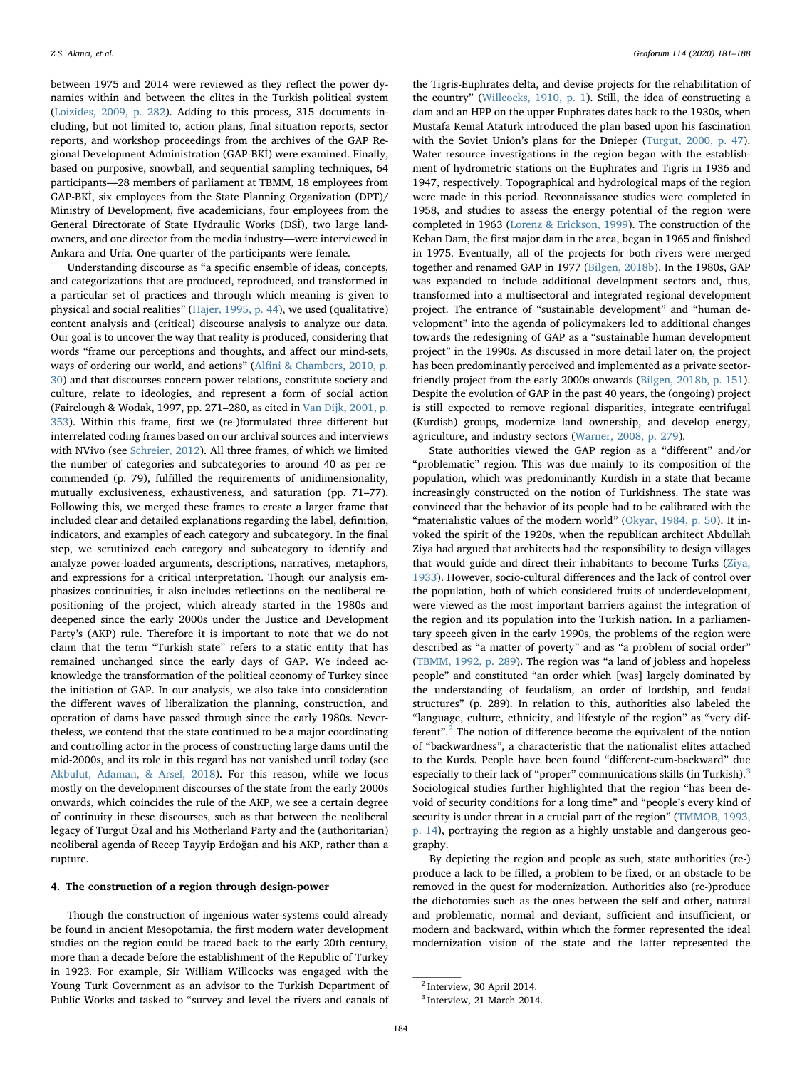between 1975 and 2014 were reviewed as they reflect the power dynamics within and between the elites in the Turkish political system (Loizides, 2009, p. 282). Adding to this process, 315 documents including, but not limited to, action plans, final situation reports, sector reports, and workshop proceedings from the archives of the GAP Regional Development Administration (GAP-BKİ) were examined. Finally, based on purposive, snowball, and sequential sampling techniques, 64 participants—28 members of parliament at TBMM, 18 employees from GAP-BKİ, six employees from the State Planning Organization (DPT)/Ministry of Development, five academicians, four employees from the General Directorate of State Hydraulic Works (DSİ), two large landowners, and one director from the media industry—were interviewed in Ankara and Urfa. One-quarter of the participants were female.

Understanding discourse as "a specific ensemble of ideas, concepts, and categorizations that are produced, reproduced, and transformed in a particular set of practices and through which meaning is given to physical and social realities" (Hajer, 1995, p. 44), we used (qualitative) content analysis and (critical) discourse analysis to analyze our data. Our goal is to uncover the way that reality is produced, considering that words "frame our perceptions and thoughts, and affect our mind-sets, ways of ordering our world, and actions" (Alfini & Chambers, 2010, p. 30) and that discourses concern power relations, constitute society and culture, relate to ideologies, and represent a form of social action (Fairclough & Wodak, 1997, pp. 271–280, as cited in Van Dijk, 2001, p. 353). Within this frame, first we (re-)formulated three different but interrelated coding frames based on our archival sources and interviews with NVivo (see Schreier, 2012). All three frames, of which we limited the number of categories and subcategories to around 40 as per recommended (p. 79), fulfilled the requirements of unidimensionality, mutually exclusiveness, exhaustiveness, and saturation (pp. 71–77). Following this, we merged these frames to create a larger frame that included clear and detailed explanations regarding the label, definition, indicators, and examples of each category and subcategory. In the final step, we scrutinized each category and subcategory to identify and analyze power-loaded arguments, descriptions, narratives, metaphors, and expressions for a critical interpretation. Though our analysis emphasizes continuities, it also includes reflections on the neoliberal repositioning of the project, which already started in the 1980s and deepened since the early 2000s under the Justice and Development Party's (AKP) rule. Therefore it is important to note that we do not claim that the term "Turkish state" refers to a static entity that has remained unchanged since the early days of GAP. We indeed acknowledge the transformation of the political economy of Turkey since the initiation of GAP. In our analysis, we also take into consideration the different waves of liberalization the planning, construction, and operation of dams have passed through since the early 1980s. Nevertheless, we contend that the state continued to be a major coordinating and controlling actor in the process of constructing large dams until the mid-2000s, and its role in this regard has not vanished until today (see Akbulut, Adaman, & Arsel, 2018). For this reason, while we focus mostly on the development discourses of the state from the early 2000s onwards, which coincides the rule of the AKP, we see a certain degree of continuity in these discourses, such as that between the neoliberal legacy of Turgut Özal and his Motherland Party and the (authoritarian) neoliberal agenda of Recep Tayyip Erdoğan and his AKP, rather than a rupture.

## 4. The construction of a region through design-power

Though the construction of ingenious water-systems could already be found in ancient Mesopotamia, the first modern water development studies on the region could be traced back to the early 20th century, more than a decade before the establishment of the Republic of Turkey in 1923. For example, Sir William Willcocks was engaged with the Young Turk Government as an advisor to the Turkish Department of Public Works and tasked to "survey and level the rivers and canals of the Tigris-Euphrates delta, and devise projects for the rehabilitation of the country" (Willcocks, 1910, p. 1). Still, the idea of constructing a dam and an HPP on the upper Euphrates dates back to the 1930s, when Mustafa Kemal Atatürk introduced the plan based upon his fascination with the Soviet Union's plans for the Dnieper (Turgut, 2000, p. 47). Water resource investigations in the region began with the establishment of hydrometric stations on the Euphrates and Tigris in 1936 and 1947, respectively. Topographical and hydrological maps of the region were made in this period. Reconnaissance studies were completed in 1958, and studies to assess the energy potential of the region were completed in 1963 (Lorenz & Erickson, 1999). The construction of the Keban Dam, the first major dam in the area, began in 1965 and finished in 1975. Eventually, all of the projects for both rivers were merged together and renamed GAP in 1977 (Bilgen, 2018b). In the 1980s, GAP was expanded to include additional development sectors and, thus, transformed into a multisectoral and integrated regional development project. The entrance of "sustainable development" and "human development" into the agenda of policymakers led to additional changes towards the redesigning of GAP as a "sustainable human development project" in the 1990s. As discussed in more detail later on, the project has been predominantly perceived and implemented as a private sector-friendly project from the early 2000s onwards (Bilgen, 2018b, p. 151). Despite the evolution of GAP in the past 40 years, the (ongoing) project is still expected to remove regional disparities, integrate centrifugal (Kurdish) groups, modernize land ownership, and develop energy, agriculture, and industry sectors (Warner, 2008, p. 279).

State authorities viewed the GAP region as a "different" and/or "problematic" region. This was due mainly to its composition of the population, which was predominantly Kurdish in a state that became increasingly constructed on the notion of Turkishness. The state was convinced that the behavior of its people had to be calibrated with the "materialistic values of the modern world" (Okyar, 1984, p. 50). It invoked the spirit of the 1920s, when the republican architect Abdullah Ziya had argued that architects had the responsibility to design villages that would guide and direct their inhabitants to become Turks (Ziya, 1933). However, socio-cultural differences and the lack of control over the population, both of which considered fruits of underdevelopment, were viewed as the most important barriers against the integration of the region and its population into the Turkish nation. In a parliamentary speech given in the early 1990s, the problems of the region were described as "a matter of poverty" and as "a problem of social order" (TBMM, 1992, p. 289). The region was "a land of jobless and hopeless people" and constituted "an order which [was] largely dominated by the understanding of feudalism, an order of lordship, and feudal structures" (p. 289). In relation to this, authorities also labeled the "language, culture, ethnicity, and lifestyle of the region" as "very different".[2] The notion of difference become the equivalent of the notion of "backwardness", a characteristic that the nationalist elites attached to the Kurds. People have been found "different-cum-backward" due especially to their lack of "proper" communications skills (in Turkish).[3] Sociological studies further highlighted that the region "has been devoid of security conditions for a long time" and "people's every kind of security is under threat in a crucial part of the region" (TMMOB, 1993, p. 14), portraying the region as a highly unstable and dangerous geography.

By depicting the region and people as such, state authorities (re-)produce a lack to be filled, a problem to be fixed, or an obstacle to be removed in the quest for modernization. Authorities also (re-)produce the dichotomies such as the ones between the self and other, natural and problematic, normal and deviant, sufficient and insufficient, or modern and backward, within which the former represented the ideal modernization vision of the state and the latter represented the

[2] Interview, 30 April 2014.

[3] Interview, 21 March 2014.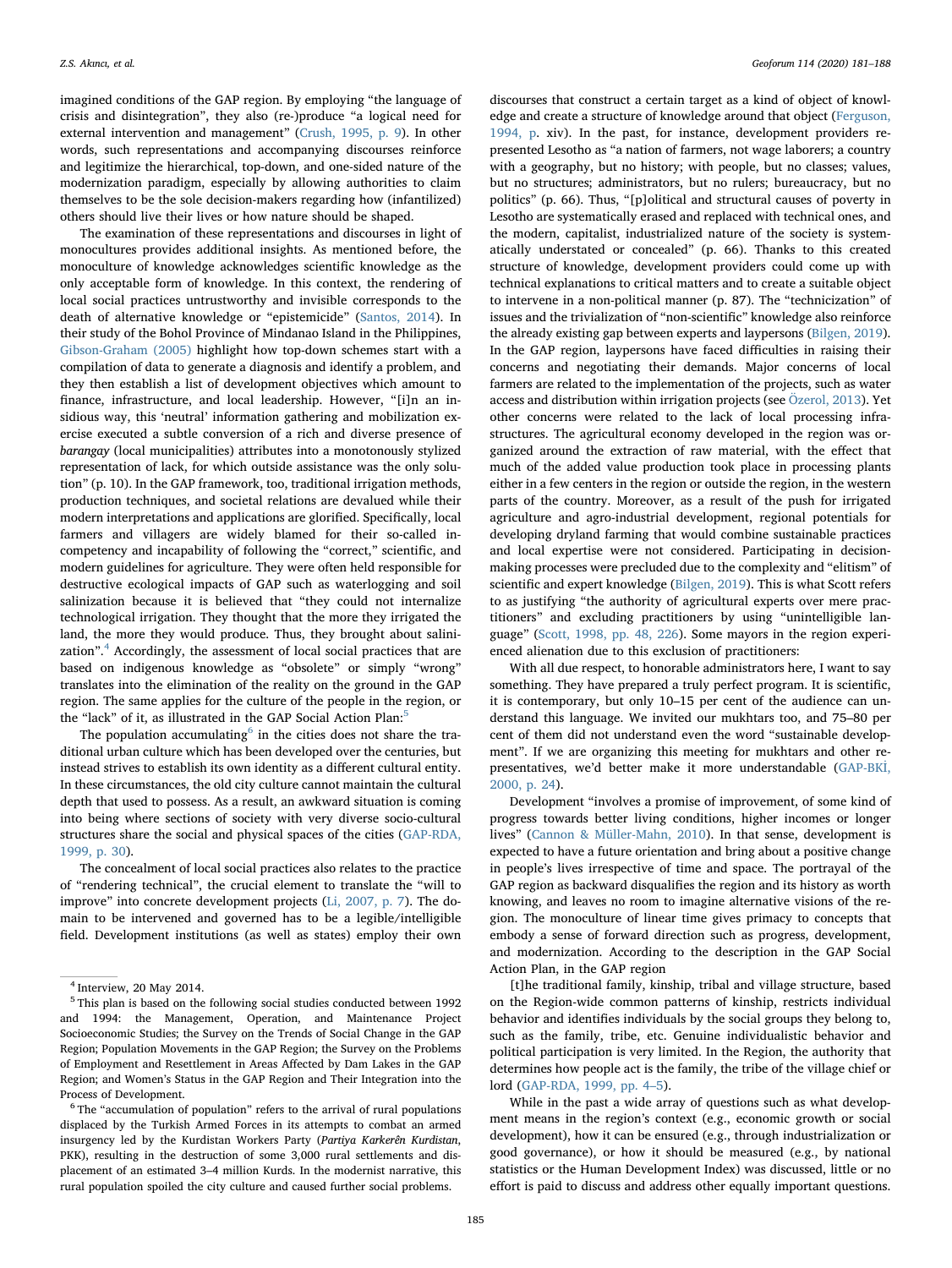imagined conditions of the GAP region. By employing "the language of crisis and disintegration", they also (re-)produce "a logical need for external intervention and management" (Crush, 1995, p. 9). In other words, such representations and accompanying discourses reinforce and legitimize the hierarchical, top-down, and one-sided nature of the modernization paradigm, especially by allowing authorities to claim themselves to be the sole decision-makers regarding how (infantilized) others should live their lives or how nature should be shaped.

The examination of these representations and discourses in light of monocultures provides additional insights. As mentioned before, the monoculture of knowledge acknowledges scientific knowledge as the only acceptable form of knowledge. In this context, the rendering of local social practices untrustworthy and invisible corresponds to the death of alternative knowledge or "epistemicide" (Santos, 2014). In their study of the Bohol Province of Mindanao Island in the Philippines, Gibson-Graham (2005) highlight how top-down schemes start with a compilation of data to generate a diagnosis and identify a problem, and they then establish a list of development objectives which amount to finance, infrastructure, and local leadership. However, "[i]n an insidious way, this 'neutral' information gathering and mobilization exercise executed a subtle conversion of a rich and diverse presence of *barangay* (local municipalities) attributes into a monotonously stylized representation of lack, for which outside assistance was the only solution" (p. 10). In the GAP framework, too, traditional irrigation methods, production techniques, and societal relations are devalued while their modern interpretations and applications are glorified. Specifically, local farmers and villagers are widely blamed for their so-called incompetency and incapability of following the "correct," scientific, and modern guidelines for agriculture. They were often held responsible for destructive ecological impacts of GAP such as waterlogging and soil salinization because it is believed that "they could not internalize technological irrigation. They thought that the more they irrigated the land, the more they would produce. Thus, they brought about salinization".[4] Accordingly, the assessment of local social practices that are based on indigenous knowledge as "obsolete" or simply "wrong" translates into the elimination of the reality on the ground in the GAP region. The same applies for the culture of the people in the region, or the "lack" of it, as illustrated in the GAP Social Action Plan:[5]

The population accumulating[6] in the cities does not share the traditional urban culture which has been developed over the centuries, but instead strives to establish its own identity as a different cultural entity. In these circumstances, the old city culture cannot maintain the cultural depth that used to possess. As a result, an awkward situation is coming into being where sections of society with very diverse socio-cultural structures share the social and physical spaces of the cities (GAP-RDA, 1999, p. 30).

The concealment of local social practices also relates to the practice of "rendering technical", the crucial element to translate the "will to improve" into concrete development projects (Li, 2007, p. 7). The domain to be intervened and governed has to be a legible/intelligible field. Development institutions (as well as states) employ their own discourses that construct a certain target as a kind of object of knowledge and create a structure of knowledge around that object (Ferguson, 1994, p. xiv). In the past, for instance, development providers represented Lesotho as "a nation of farmers, not wage laborers; a country with a geography, but no history; with people, but no classes; values, but no structures; administrators, but no rulers; bureaucracy, but no politics" (p. 66). Thus, "[p]olitical and structural causes of poverty in Lesotho are systematically erased and replaced with technical ones, and the modern, capitalist, industrialized nature of the society is systematically understated or concealed" (p. 66). Thanks to this created structure of knowledge, development providers could come up with technical explanations to critical matters and to create a suitable object to intervene in a non-political manner (p. 87). The "technicization" of issues and the trivialization of "non-scientific" knowledge also reinforce the already existing gap between experts and laypersons (Bilgen, 2019). In the GAP region, laypersons have faced difficulties in raising their concerns and negotiating their demands. Major concerns of local farmers are related to the implementation of the projects, such as water access and distribution within irrigation projects (see Özerol, 2013). Yet other concerns were related to the lack of local processing infrastructures. The agricultural economy developed in the region was organized around the extraction of raw material, with the effect that much of the added value production took place in processing plants either in a few centers in the region or outside the region, in the western parts of the country. Moreover, as a result of the push for irrigated agriculture and agro-industrial development, regional potentials for developing dryland farming that would combine sustainable practices and local expertise were not considered. Participating in decision-making processes were precluded due to the complexity and "elitism" of scientific and expert knowledge (Bilgen, 2019). This is what Scott refers to as justifying "the authority of agricultural experts over mere practitioners" and excluding practitioners by using "unintelligible language" (Scott, 1998, pp. 48, 226). Some mayors in the region experienced alienation due to this exclusion of practitioners:

With all due respect, to honorable administrators here, I want to say something. They have prepared a truly perfect program. It is scientific, it is contemporary, but only 10–15 per cent of the audience can understand this language. We invited our mukhtars too, and 75–80 per cent of them did not understand even the word "sustainable development". If we are organizing this meeting for mukhtars and other representatives, we'd better make it more understandable (GAP-BKİ, 2000, p. 24).

Development "involves a promise of improvement, of some kind of progress towards better living conditions, higher incomes or longer lives" (Cannon & Müller-Mahn, 2010). In that sense, development is expected to have a future orientation and bring about a positive change in people's lives irrespective of time and space. The portrayal of the GAP region as backward disqualifies the region and its history as worth knowing, and leaves no room to imagine alternative visions of the region. The monoculture of linear time gives primacy to concepts that embody a sense of forward direction such as progress, development, and modernization. According to the description in the GAP Social Action Plan, in the GAP region

[t]he traditional family, kinship, tribal and village structure, based on the Region-wide common patterns of kinship, restricts individual behavior and identifies individuals by the social groups they belong to, such as the family, tribe, etc. Genuine individualistic behavior and political participation is very limited. In the Region, the authority that determines how people act is the family, the tribe of the village chief or lord (GAP-RDA, 1999, pp. 4–5).

While in the past a wide array of questions such as what development means in the region's context (e.g., economic growth or social development), how it can be ensured (e.g., through industrialization or good governance), or how it should be measured (e.g., by national statistics or the Human Development Index) was discussed, little or no effort is paid to discuss and address other equally important questions.

[4] Interview, 20 May 2014.

[5] This plan is based on the following social studies conducted between 1992 and 1994: the Management, Operation, and Maintenance Project Socioeconomic Studies; the Survey on the Trends of Social Change in the GAP Region; Population Movements in the GAP Region; the Survey on the Problems of Employment and Resettlement in Areas Affected by Dam Lakes in the GAP Region; and Women's Status in the GAP Region and Their Integration into the Process of Development.

[6] The "accumulation of population" refers to the arrival of rural populations displaced by the Turkish Armed Forces in its attempts to combat an armed insurgency led by the Kurdistan Workers Party (*Partiya Karkerên Kurdistan*, PKK), resulting in the destruction of some 3,000 rural settlements and displacement of an estimated 3–4 million Kurds. In the modernist narrative, this rural population spoiled the city culture and caused further social problems.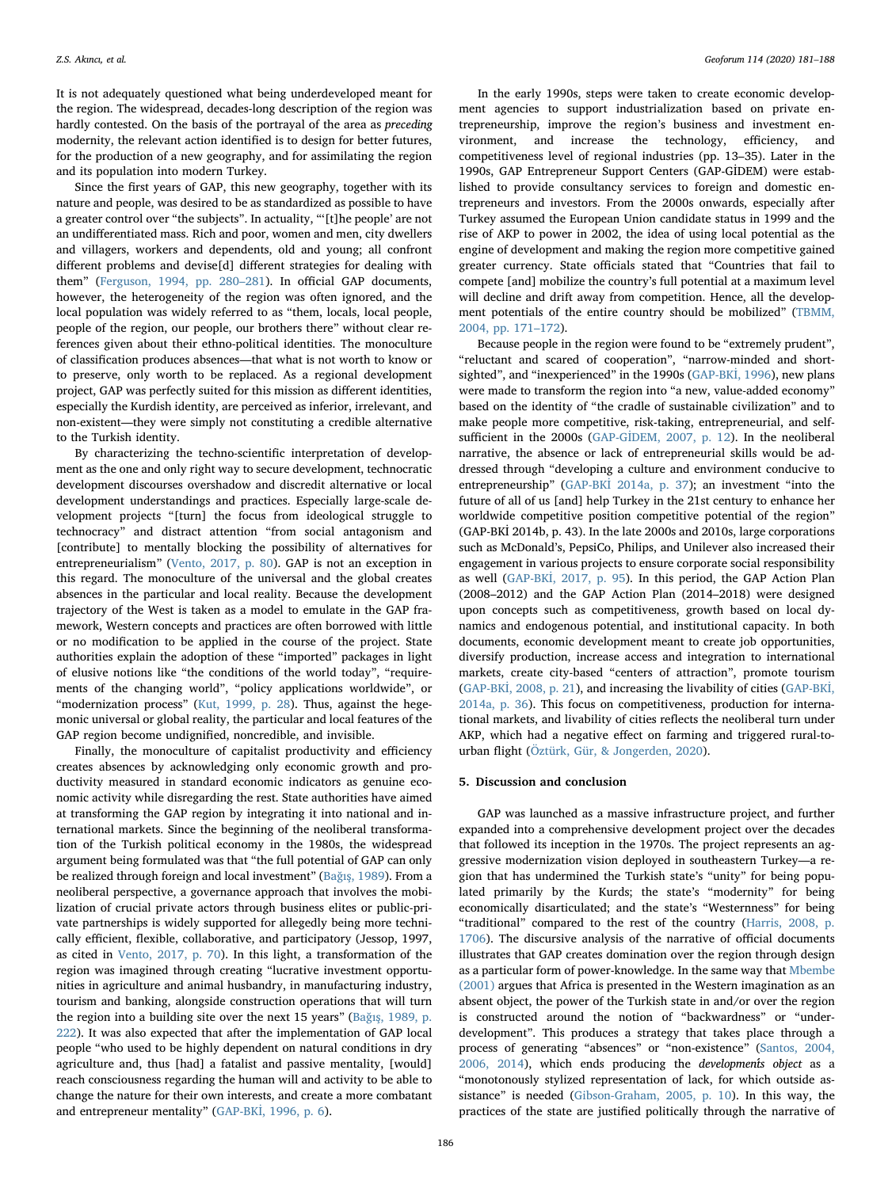It is not adequately questioned what being underdeveloped meant for the region. The widespread, decades-long description of the region was hardly contested. On the basis of the portrayal of the area as *preceding* modernity, the relevant action identified is to design for better futures, for the production of a new geography, and for assimilating the region and its population into modern Turkey.

Since the first years of GAP, this new geography, together with its nature and people, was desired to be as standardized as possible to have a greater control over "the subjects". In actuality, "'[t]he people' are not an undifferentiated mass. Rich and poor, women and men, city dwellers and villagers, workers and dependents, old and young; all confront different problems and devise[d] different strategies for dealing with them" (Ferguson, 1994, pp. 280–281). In official GAP documents, however, the heterogeneity of the region was often ignored, and the local population was widely referred to as "them, locals, local people, people of the region, our people, our brothers there" without clear references given about their ethno-political identities. The monoculture of classification produces absences—that what is not worth to know or to preserve, only worth to be replaced. As a regional development project, GAP was perfectly suited for this mission as different identities, especially the Kurdish identity, are perceived as inferior, irrelevant, and non-existent—they were simply not constituting a credible alternative to the Turkish identity.

By characterizing the techno-scientific interpretation of development as the one and only right way to secure development, technocratic development discourses overshadow and discredit alternative or local development understandings and practices. Especially large-scale development projects "[turn] the focus from ideological struggle to technocracy" and distract attention "from social antagonism and [contribute] to mentally blocking the possibility of alternatives for entrepreneurialism" (Vento, 2017, p. 80). GAP is not an exception in this regard. The monoculture of the universal and the global creates absences in the particular and local reality. Because the development trajectory of the West is taken as a model to emulate in the GAP framework, Western concepts and practices are often borrowed with little or no modification to be applied in the course of the project. State authorities explain the adoption of these "imported" packages in light of elusive notions like "the conditions of the world today", "requirements of the changing world", "policy applications worldwide", or "modernization process" (Kut, 1999, p. 28). Thus, against the hegemonic universal or global reality, the particular and local features of the GAP region become undignified, noncredible, and invisible.

Finally, the monoculture of capitalist productivity and efficiency creates absences by acknowledging only economic growth and productivity measured in standard economic indicators as genuine economic activity while disregarding the rest. State authorities have aimed at transforming the GAP region by integrating it into national and international markets. Since the beginning of the neoliberal transformation of the Turkish political economy in the 1980s, the widespread argument being formulated was that "the full potential of GAP can only be realized through foreign and local investment" (Bağış, 1989). From a neoliberal perspective, a governance approach that involves the mobilization of crucial private actors through business elites or public-private partnerships is widely supported for allegedly being more technically efficient, flexible, collaborative, and participatory (Jessop, 1997, as cited in Vento, 2017, p. 70). In this light, a transformation of the region was imagined through creating "lucrative investment opportunities in agriculture and animal husbandry, in manufacturing industry, tourism and banking, alongside construction operations that will turn the region into a building site over the next 15 years" (Bağış, 1989, p. 222). It was also expected that after the implementation of GAP local people "who used to be highly dependent on natural conditions in dry agriculture and, thus [had] a fatalist and passive mentality, [would] reach consciousness regarding the human will and activity to be able to change the nature for their own interests, and create a more combatant and entrepreneur mentality" (GAP-BKİ, 1996, p. 6).

In the early 1990s, steps were taken to create economic development agencies to support industrialization based on private entrepreneurship, improve the region's business and investment environment, and increase the technology, efficiency, and competitiveness level of regional industries (pp. 13–35). Later in the 1990s, GAP Entrepreneur Support Centers (GAP-GİDEM) were established to provide consultancy services to foreign and domestic entrepreneurs and investors. From the 2000s onwards, especially after Turkey assumed the European Union candidate status in 1999 and the rise of AKP to power in 2002, the idea of using local potential as the engine of development and making the region more competitive gained greater currency. State officials stated that "Countries that fail to compete [and] mobilize the country's full potential at a maximum level will decline and drift away from competition. Hence, all the development potentials of the entire country should be mobilized" (TBMM, 2004, pp. 171–172).

Because people in the region were found to be "extremely prudent", "reluctant and scared of cooperation", "narrow-minded and short-sighted", and "inexperienced" in the 1990s (GAP-BKİ, 1996), new plans were made to transform the region into "a new, value-added economy" based on the identity of "the cradle of sustainable civilization" and to make people more competitive, risk-taking, entrepreneurial, and self-sufficient in the 2000s (GAP-GİDEM, 2007, p. 12). In the neoliberal narrative, the absence or lack of entrepreneurial skills would be addressed through "developing a culture and environment conducive to entrepreneurship" (GAP-BKİ 2014a, p. 37); an investment "into the future of all of us [and] help Turkey in the 21st century to enhance her worldwide competitive position competitive potential of the region" (GAP-BKİ 2014b, p. 43). In the late 2000s and 2010s, large corporations such as McDonald's, PepsiCo, Philips, and Unilever also increased their engagement in various projects to ensure corporate social responsibility as well (GAP-BKİ, 2017, p. 95). In this period, the GAP Action Plan (2008–2012) and the GAP Action Plan (2014–2018) were designed upon concepts such as competitiveness, growth based on local dynamics and endogenous potential, and institutional capacity. In both documents, economic development meant to create job opportunities, diversify production, increase access and integration to international markets, create city-based "centers of attraction", promote tourism (GAP-BKİ, 2008, p. 21), and increasing the livability of cities (GAP-BKİ, 2014a, p. 36). This focus on competitiveness, production for international markets, and livability of cities reflects the neoliberal turn under AKP, which had a negative effect on farming and triggered rural-to-urban flight (Öztürk, Gür, & Jongerden, 2020).

## 5. Discussion and conclusion

GAP was launched as a massive infrastructure project, and further expanded into a comprehensive development project over the decades that followed its inception in the 1970s. The project represents an aggressive modernization vision deployed in southeastern Turkey—a region that has undermined the Turkish state's "unity" for being populated primarily by the Kurds; the state's "modernity" for being economically disarticulated; and the state's "Westernness" for being "traditional" compared to the rest of the country (Harris, 2008, p. 1706). The discursive analysis of the narrative of official documents illustrates that GAP creates domination over the region through design as a particular form of power-knowledge. In the same way that Mbembe (2001) argues that Africa is presented in the Western imagination as an absent object, the power of the Turkish state in and/or over the region is constructed around the notion of "backwardness" or "underdevelopment". This produces a strategy that takes place through a process of generating "absences" or "non-existence" (Santos, 2004, 2006, 2014), which ends producing the *development's object* as a "monotonously stylized representation of lack, for which outside assistance" is needed (Gibson-Graham, 2005, p. 10). In this way, the practices of the state are justified politically through the narrative of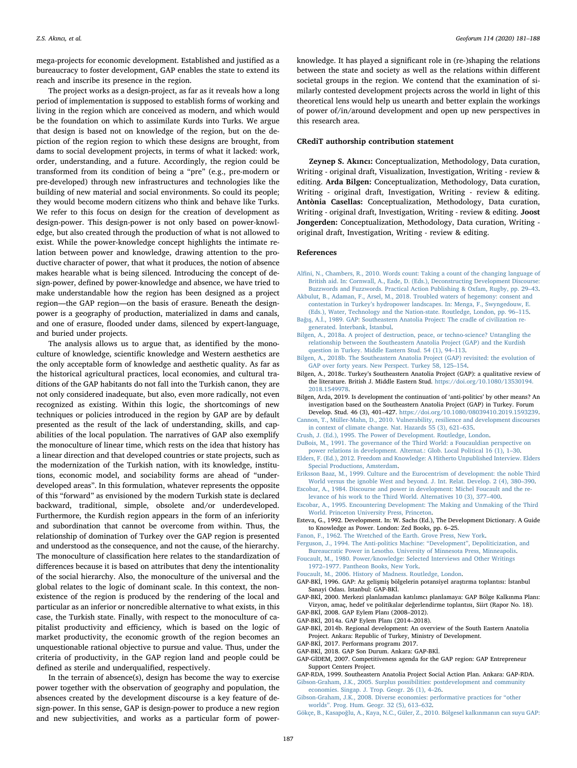mega-projects for economic development. Established and justified as a bureaucracy to foster development, GAP enables the state to extend its reach and inscribe its presence in the region.

The project works as a design-project, as far as it reveals how a long period of implementation is supposed to establish forms of working and living in the region which are conceived as modern, and which would be the foundation on which to assimilate Kurds into Turks. We argue that design is based not on knowledge of the region, but on the depiction of the region region to which these designs are brought, from dams to social development projects, in terms of what it lacked: work, order, understanding, and a future. Accordingly, the region could be transformed from its condition of being a "pre" (e.g., pre-modern or pre-developed) through new infrastructures and technologies like the building of new material and social environments. So could its people; they would become modern citizens who think and behave like Turks. We refer to this focus on design for the creation of development as design-power. This design-power is not only based on power-knowledge, but also created through the production of what is not allowed to exist. While the power-knowledge concept highlights the intimate relation between power and knowledge, drawing attention to the productive character of power, that what it produces, the notion of absence makes hearable what is being silenced. Introducing the concept of design-power, defined by power-knowledge and absence, we have tried to make understandable how the region has been designed as a project region—the GAP region—on the basis of erasure. Beneath the design-power is a geography of production, materialized in dams and canals, and one of erasure, flooded under dams, silenced by expert-language, and buried under projects.

The analysis allows us to argue that, as identified by the monoculture of knowledge, scientific knowledge and Western aesthetics are the only acceptable form of knowledge and aesthetic quality. As far as the historical agricultural practices, local economies, and cultural traditions of the GAP habitants do not fall into the Turkish canon, they are not only considered inadequate, but also, even more radically, not even recognized as existing. Within this logic, the shortcomings of new techniques or policies introduced in the region by GAP are by default presented as the result of the lack of understanding, skills, and capabilities of the local population. The narratives of GAP also exemplify the monoculture of linear time, which rests on the idea that history has a linear direction and that developed countries or state projects, such as the modernization of the Turkish nation, with its knowledge, institutions, economic model, and sociability forms are ahead of "underdeveloped areas". In this formulation, whatever represents the opposite of this "forward" as envisioned by the modern Turkish state is declared backward, traditional, simple, obsolete and/or underdeveloped. Furthermore, the Kurdish region appears in the form of an inferiority and subordination that cannot be overcome from within. Thus, the relationship of domination of Turkey over the GAP region is presented and understood as the consequence, and not the cause, of the hierarchy. The monoculture of classification here relates to the standardization of differences because it is based on attributes that deny the intentionality of the social hierarchy. Also, the monoculture of the universal and the global relates to the logic of dominant scale. In this context, the nonexistence of the region is produced by the rendering of the local and particular as an inferior or noncredible alternative to what exists, in this case, the Turkish state. Finally, with respect to the monoculture of capitalist productivity and efficiency, which is based on the logic of market productivity, the economic growth of the region becomes an unquestionable rational objective to pursue and value. Thus, under the criteria of productivity, in the GAP region land and people could be defined as sterile and underqualified, respectively.

In the terrain of absence(s), design has become the way to exercise power together with the observation of geography and population, the absences created by the development discourse is a key feature of design-power. In this sense, GAP is design-power to produce a new region and new subjectivities, and works as a particular form of power-knowledge. It has played a significant role in (re-)shaping the relations between the state and society as well as the relations within different societal groups in the region. We contend that the examination of similarly contested development projects across the world in light of this theoretical lens would help us unearth and better explain the workings of power of/in/around development and open up new perspectives in this research area.

## CRediT authorship contribution statement

**Zeynep S. Akıncı:** Conceptualization, Methodology, Data curation, Writing - original draft, Visualization, Investigation, Writing - review & editing. **Arda Bilgen:** Conceptualization, Methodology, Data curation, Writing - original draft, Investigation, Writing - review & editing. **Antònia Casellas:** Conceptualization, Methodology, Data curation, Writing - original draft, Investigation, Writing - review & editing. **Joost Jongerden:** Conceptualization, Methodology, Data curation, Writing - original draft, Investigation, Writing - review & editing.

## References

Alfini, N., Chambers, R., 2010. Words count: Taking a count of the changing language of British aid. In: Cornwall, A., Eade, D. (Eds.), Deconstructing Development Discourse: Buzzwords and Fuzzwords. Practical Action Publishing & Oxfam, Rugby, pp. 29–43.

Akbulut, B., Adaman, F., Arsel, M., 2018. Troubled waters of hegemony: consent and contestation in Turkey's hydropower landscapes. In: Menga, F., Swyngedouw, E. (Eds.), Water, Technology and the Nation-state. Routledge, London, pp. 96–115.

Bağış, A.İ., 1989. GAP: Southeastern Anatolia Project: The cradle of civilization regenerated. İnterbank, İstanbul.

Bilgen, A., 2018a. A project of destruction, peace, or techno-science? Untangling the relationship between the Southeastern Anatolia Project (GAP) and the Kurdish question in Turkey. Middle Eastern Stud. 54 (1), 94–113.

Bilgen, A., 2018b. The Southeastern Anatolia Project (GAP) revisited: the evolution of GAP over forty years. New Perspect. Turkey 58, 125–154.

Bilgen, A., 2018c. Turkey's Southeastern Anatolia Project (GAP): a qualitative review of the literature. British J. Middle Eastern Stud. https://doi.org/10.1080/13530194.2018.1549978.

Bilgen, Arda, 2019. Is development the continuation of 'anti-politics' by other means? An investigation based on the Southeastern Anatolia Project (GAP) in Turkey. Forum Develop. Stud. 46 (3), 401–427. https://doi.org/10.1080/08039410.2019.1593239.

Cannon, T., Müller-Mahn, D., 2010. Vulnerability, resilience and development discourses in context of climate change. Nat. Hazards 55 (3), 621–635.

Crush, J. (Ed.), 1995. The Power of Development. Routledge, London.

DuBois, M., 1991. The governance of the Third World: a Foucauldian perspective on power relations in development. Alternat.: Glob. Local Political 16 (1), 1–30.

Elders, F. (Ed.), 2012. Freedom and Knowledge: A Hitherto Unpublished Interview. Elders Special Productions, Amsterdam.

Eriksson Baaz, M., 1999. Culture and the Eurocentrism of development: the noble Third World versus the ignoble West and beyond. J. Int. Relat. Develop. 2 (4), 380–390.

Escobar, A., 1984. Discourse and power in development: Michel Foucault and the relevance of his work to the Third World. Alternatives 10 (3), 377–400.

Escobar, A., 1995. Encountering Development: The Making and Unmaking of the Third World. Princeton University Press, Princeton.

Esteva, G., 1992. Development. In: W. Sachs (Ed.), The Development Dictionary. A Guide to Knowledge as Power. London: Zed Books, pp. 6–25.

Fanon, F., 1962. The Wretched of the Earth. Grove Press, New York.

Ferguson, J., 1994. The Anti-politics Machine: "Development", Depoliticization, and Bureaucratic Power in Lesotho. University of Minnesota Press, Minneapolis.

Foucault, M., 1980. Power/knowledge: Selected Interviews and Other Writings 1972–1977. Pantheon Books, New York.

Foucault, M., 2006. History of Madness. Routledge, London.

GAP-BKİ, 1996. GAP: Az gelişmiş bölgelerin potansiyel araştırma toplantısı: İstanbul Sanayi Odası. İstanbul: GAP-BKİ.

GAP-BKİ, 2000. Merkezi planlamadan katılımcı planlamaya: GAP Bölge Kalkınma Planı: Vizyon, amaç, hedef ve politikalar değerlendirme toplantısı, Siirt (Rapor No. 18).

GAP-BKİ, 2008. GAP Eylem Planı (2008–2012).

GAP-BKİ, 2014a. GAP Eylem Planı (2014–2018).

GAP-BKİ, 2014b. Regional development: An overview of the South Eastern Anatolia Project. Ankara: Republic of Turkey, Ministry of Development.

GAP-BKİ, 2017. Performans programı 2017.

GAP-BKİ, 2018. GAP Son Durum. Ankara: GAP-BKİ.

GAP-GİDEM, 2007. Competitiveness agenda for the GAP region: GAP Entrepreneur Support Centers Project.

GAP-RDA, 1999. Southeastern Anatolia Project Social Action Plan. Ankara: GAP-RDA.

Gibson-Graham, J.K., 2005. Surplus possibilities: postdevelopment and community economies. Singap. J. Trop. Geogr. 26 (1), 4–26.

Gibson-Graham, J.K., 2008. Diverse economies: performative practices for "other worlds". Prog. Hum. Geogr. 32 (5), 613–632.

Gökçe, B., Kasapoğlu, A., Kaya, N.C., Güler, Z., 2010. Bölgesel kalkınmanın can suyu GAP: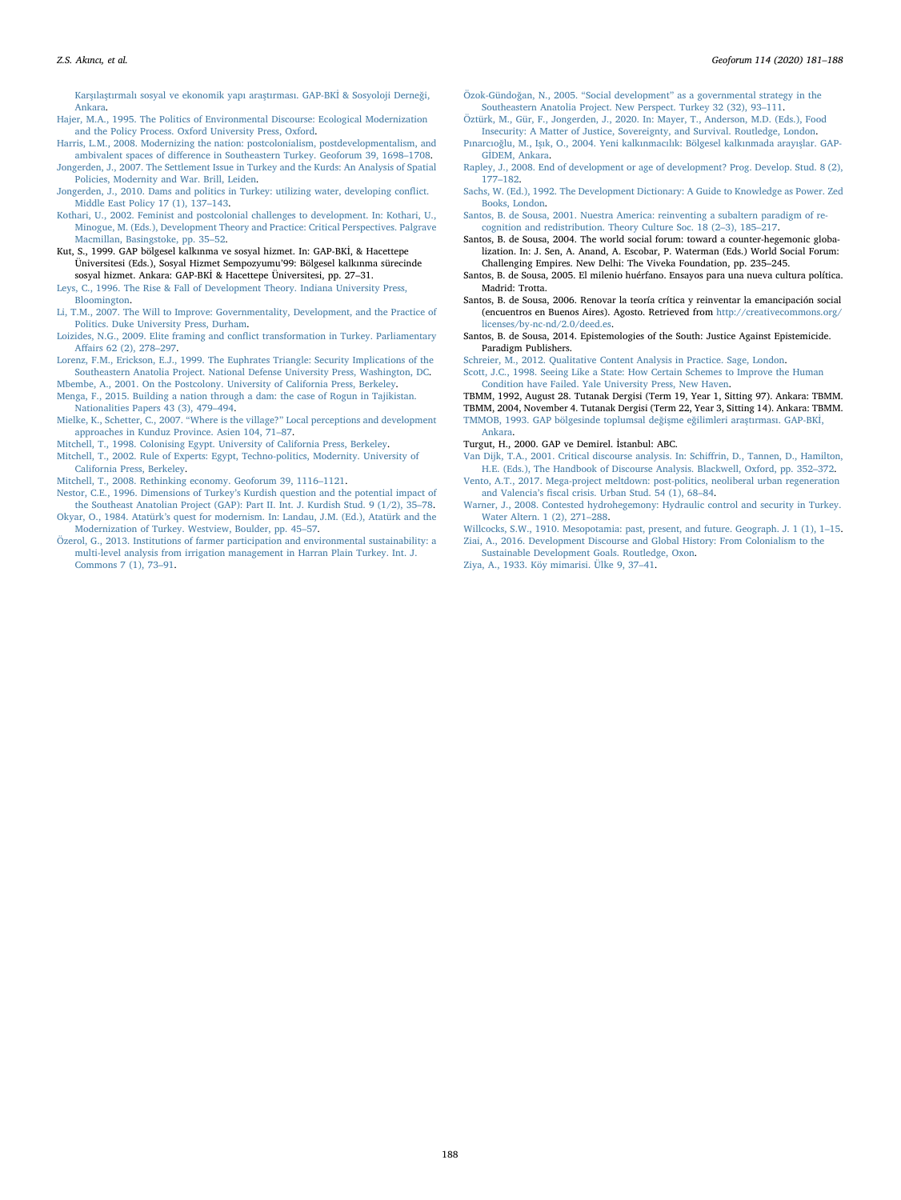Karşılaştırmalı sosyal ve ekonomik yapı araştırması. GAP-BKİ & Sosyoloji Derneği, Ankara.

Hajer, M.A., 1995. The Politics of Environmental Discourse: Ecological Modernization and the Policy Process. Oxford University Press, Oxford.

Harris, L.M., 2008. Modernizing the nation: postcolonialism, postdevelopmentalism, and ambivalent spaces of difference in Southeastern Turkey. Geoforum 39, 1698–1708.

Jongerden, J., 2007. The Settlement Issue in Turkey and the Kurds: An Analysis of Spatial Policies, Modernity and War. Brill, Leiden.

Jongerden, J., 2010. Dams and politics in Turkey: utilizing water, developing conflict. Middle East Policy 17 (1), 137–143.

Kothari, U., 2002. Feminist and postcolonial challenges to development. In: Kothari, U., Minogue, M. (Eds.), Development Theory and Practice: Critical Perspectives. Palgrave Macmillan, Basingstoke, pp. 35–52.

Kut, S., 1999. GAP bölgesel kalkınma ve sosyal hizmet. In: GAP-BKİ, & Hacettepe Üniversitesi (Eds.), Sosyal Hizmet Sempozyumu'99: Bölgesel kalkınma sürecinde sosyal hizmet. Ankara: GAP-BKİ & Hacettepe Üniversitesi, pp. 27–31.

Leys, C., 1996. The Rise & Fall of Development Theory. Indiana University Press, Bloomington.

Li, T.M., 2007. The Will to Improve: Governmentality, Development, and the Practice of Politics. Duke University Press, Durham.

Loizides, N.G., 2009. Elite framing and conflict transformation in Turkey. Parliamentary Affairs 62 (2), 278–297.

Lorenz, F.M., Erickson, E.J., 1999. The Euphrates Triangle: Security Implications of the Southeastern Anatolia Project. National Defense University Press, Washington, DC.

Mbembe, A., 2001. On the Postcolony. University of California Press, Berkeley.

Menga, F., 2015. Building a nation through a dam: the case of Rogun in Tajikistan. Nationalities Papers 43 (3), 479–494.

Mielke, K., Schetter, C., 2007. "Where is the village?" Local perceptions and development approaches in Kunduz Province. Asien 104, 71–87.

Mitchell, T., 1998. Colonising Egypt. University of California Press, Berkeley.

Mitchell, T., 2002. Rule of Experts: Egypt, Techno-politics, Modernity. University of California Press, Berkeley.

Mitchell, T., 2008. Rethinking economy. Geoforum 39, 1116–1121.

Nestor, C.E., 1996. Dimensions of Turkey's Kurdish question and the potential impact of the Southeast Anatolian Project (GAP): Part II. Int. J. Kurdish Stud. 9 (1/2), 35–78.

Okyar, O., 1984. Atatürk's quest for modernism. In: Landau, J.M. (Ed.), Atatürk and the Modernization of Turkey. Westview, Boulder, pp. 45–57.

Özerol, G., 2013. Institutions of farmer participation and environmental sustainability: a multi-level analysis from irrigation management in Harran Plain Turkey. Int. J. Commons 7 (1), 73–91.

Özok-Gündoğan, N., 2005. "Social development" as a governmental strategy in the Southeastern Anatolia Project. New Perspect. Turkey 32 (32), 93–111.

Öztürk, M., Gür, F., Jongerden, J., 2020. In: Mayer, T., Anderson, M.D. (Eds.), Food Insecurity: A Matter of Justice, Sovereignty, and Survival. Routledge, London.

Pınarcıoğlu, M., Işık, O., 2004. Yeni kalkınmacılık: Bölgesel kalkınmada arayışlar. GAP-GİDEM, Ankara.

Rapley, J., 2008. End of development or age of development? Prog. Develop. Stud. 8 (2), 177–182.

Sachs, W. (Ed.), 1992. The Development Dictionary: A Guide to Knowledge as Power. Zed Books, London.

Santos, B. de Sousa, 2001. Nuestra America: reinventing a subaltern paradigm of recognition and redistribution. Theory Culture Soc. 18 (2–3), 185–217.

Santos, B. de Sousa, 2004. The world social forum: toward a counter-hegemonic globalization. In: J. Sen, A. Anand, A. Escobar, P. Waterman (Eds.) World Social Forum: Challenging Empires. New Delhi: The Viveka Foundation, pp. 235–245.

Santos, B. de Sousa, 2005. El milenio huérfano. Ensayos para una nueva cultura política. Madrid: Trotta.

Santos, B. de Sousa, 2006. Renovar la teoría crítica y reinventar la emancipación social (encuentros en Buenos Aires). Agosto. Retrieved from http://creativecommons.org/licenses/by-nc-nd/2.0/deed.es.

Santos, B. de Sousa, 2014. Epistemologies of the South: Justice Against Epistemicide. Paradigm Publishers.

Schreier, M., 2012. Qualitative Content Analysis in Practice. Sage, London.

Scott, J.C., 1998. Seeing Like a State: How Certain Schemes to Improve the Human Condition have Failed. Yale University Press, New Haven.

TBMM, 1992, August 28. Tutanak Dergisi (Term 19, Year 1, Sitting 97). Ankara: TBMM.

TBMM, 2004, November 4. Tutanak Dergisi (Term 22, Year 3, Sitting 14). Ankara: TBMM.

TMMOB, 1993. GAP bölgesinde toplumsal değişme eğilimleri araştırması. GAP-BKİ, Ankara.

Turgut, H., 2000. GAP ve Demirel. İstanbul: ABC.

Van Dijk, T.A., 2001. Critical discourse analysis. In: Schiffrin, D., Tannen, D., Hamilton, H.E. (Eds.), The Handbook of Discourse Analysis. Blackwell, Oxford, pp. 352–372.

Vento, A.T., 2017. Mega-project meltdown: post-politics, neoliberal urban regeneration and Valencia's fiscal crisis. Urban Stud. 54 (1), 68–84.

Warner, J., 2008. Contested hydrohegemony: Hydraulic control and security in Turkey. Water Altern. 1 (2), 271–288.

Willcocks, S.W., 1910. Mesopotamia: past, present, and future. Geograph. J. 1 (1), 1–15.

Ziai, A., 2016. Development Discourse and Global History: From Colonialism to the Sustainable Development Goals. Routledge, Oxon.

Ziya, A., 1933. Köy mimarisi. Ülke 9, 37–41.